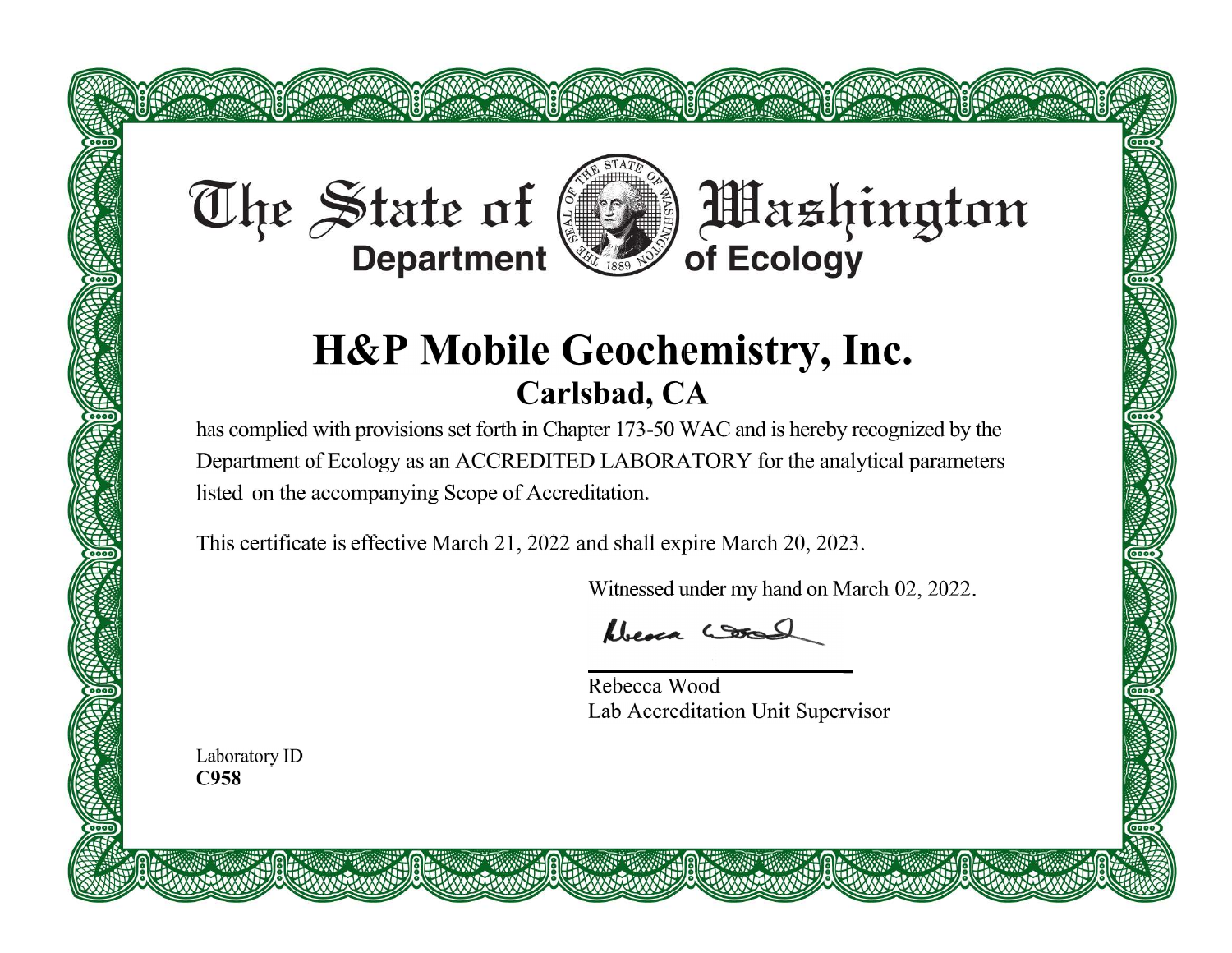# The State of Washington
## Department of Ecology

# H&P Mobile Geochemistry, Inc.
## Carlsbad, CA

has complied with provisions set forth in Chapter 173-50 WAC and is hereby recognized by the Department of Ecology as an ACCREDITED LABORATORY for the analytical parameters listed on the accompanying Scope of Accreditation.

This certificate is effective March 21, 2022 and shall expire March 20, 2023.

Witnessed under my hand on March 02, 2022.

Rebecca Wood
Lab Accreditation Unit Supervisor

Laboratory ID
**C958**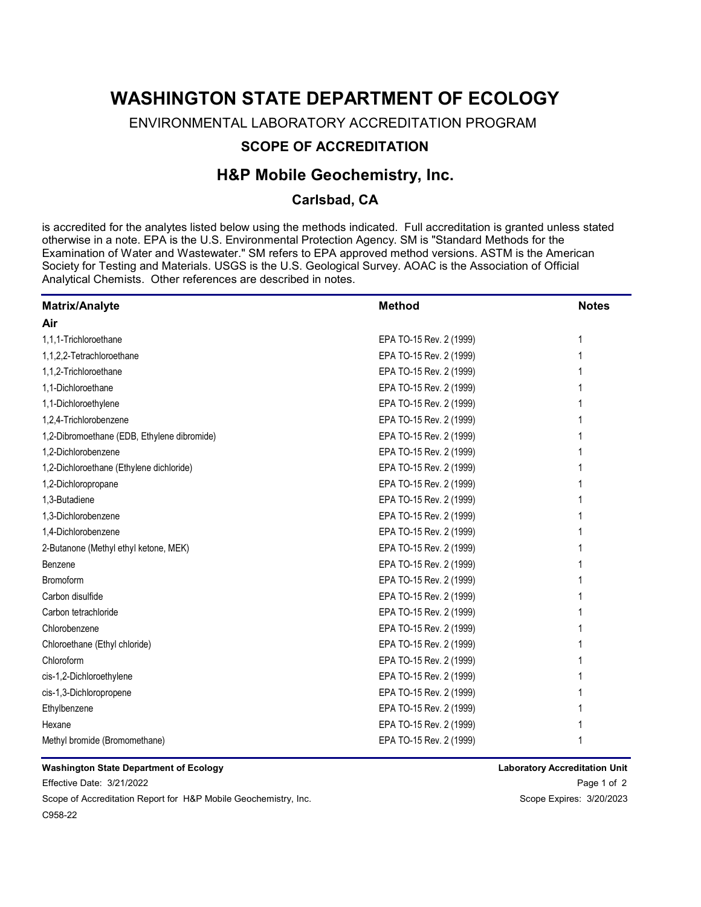# WASHINGTON STATE DEPARTMENT OF ECOLOGY

ENVIRONMENTAL LABORATORY ACCREDITATION PROGRAM

### SCOPE OF ACCREDITATION

## H&P Mobile Geochemistry, Inc.

### Carlsbad, CA

is accredited for the analytes listed below using the methods indicated. Full accreditation is granted unless stated otherwise in a note. EPA is the U.S. Environmental Protection Agency. SM is "Standard Methods for the Examination of Water and Wastewater." SM refers to EPA approved method versions. ASTM is the American Society for Testing and Materials. USGS is the U.S. Geological Survey. AOAC is the Association of Official Analytical Chemists. Other references are described in notes.

| Matrix/Analyte | Method | Notes |
|---|---|---|
| **Air** | | |
| 1,1,1-Trichloroethane | EPA TO-15 Rev. 2 (1999) | 1 |
| 1,1,2,2-Tetrachloroethane | EPA TO-15 Rev. 2 (1999) | 1 |
| 1,1,2-Trichloroethane | EPA TO-15 Rev. 2 (1999) | 1 |
| 1,1-Dichloroethane | EPA TO-15 Rev. 2 (1999) | 1 |
| 1,1-Dichloroethylene | EPA TO-15 Rev. 2 (1999) | 1 |
| 1,2,4-Trichlorobenzene | EPA TO-15 Rev. 2 (1999) | 1 |
| 1,2-Dibromoethane (EDB, Ethylene dibromide) | EPA TO-15 Rev. 2 (1999) | 1 |
| 1,2-Dichlorobenzene | EPA TO-15 Rev. 2 (1999) | 1 |
| 1,2-Dichloroethane (Ethylene dichloride) | EPA TO-15 Rev. 2 (1999) | 1 |
| 1,2-Dichloropropane | EPA TO-15 Rev. 2 (1999) | 1 |
| 1,3-Butadiene | EPA TO-15 Rev. 2 (1999) | 1 |
| 1,3-Dichlorobenzene | EPA TO-15 Rev. 2 (1999) | 1 |
| 1,4-Dichlorobenzene | EPA TO-15 Rev. 2 (1999) | 1 |
| 2-Butanone (Methyl ethyl ketone, MEK) | EPA TO-15 Rev. 2 (1999) | 1 |
| Benzene | EPA TO-15 Rev. 2 (1999) | 1 |
| Bromoform | EPA TO-15 Rev. 2 (1999) | 1 |
| Carbon disulfide | EPA TO-15 Rev. 2 (1999) | 1 |
| Carbon tetrachloride | EPA TO-15 Rev. 2 (1999) | 1 |
| Chlorobenzene | EPA TO-15 Rev. 2 (1999) | 1 |
| Chloroethane (Ethyl chloride) | EPA TO-15 Rev. 2 (1999) | 1 |
| Chloroform | EPA TO-15 Rev. 2 (1999) | 1 |
| cis-1,2-Dichloroethylene | EPA TO-15 Rev. 2 (1999) | 1 |
| cis-1,3-Dichloropropene | EPA TO-15 Rev. 2 (1999) | 1 |
| Ethylbenzene | EPA TO-15 Rev. 2 (1999) | 1 |
| Hexane | EPA TO-15 Rev. 2 (1999) | 1 |
| Methyl bromide (Bromomethane) | EPA TO-15 Rev. 2 (1999) | 1 |

Washington State Department of Ecology — Laboratory Accreditation Unit

Effective Date: 3/21/2022

Scope of Accreditation Report for H&P Mobile Geochemistry, Inc. — Scope Expires: 3/20/2023

C958-22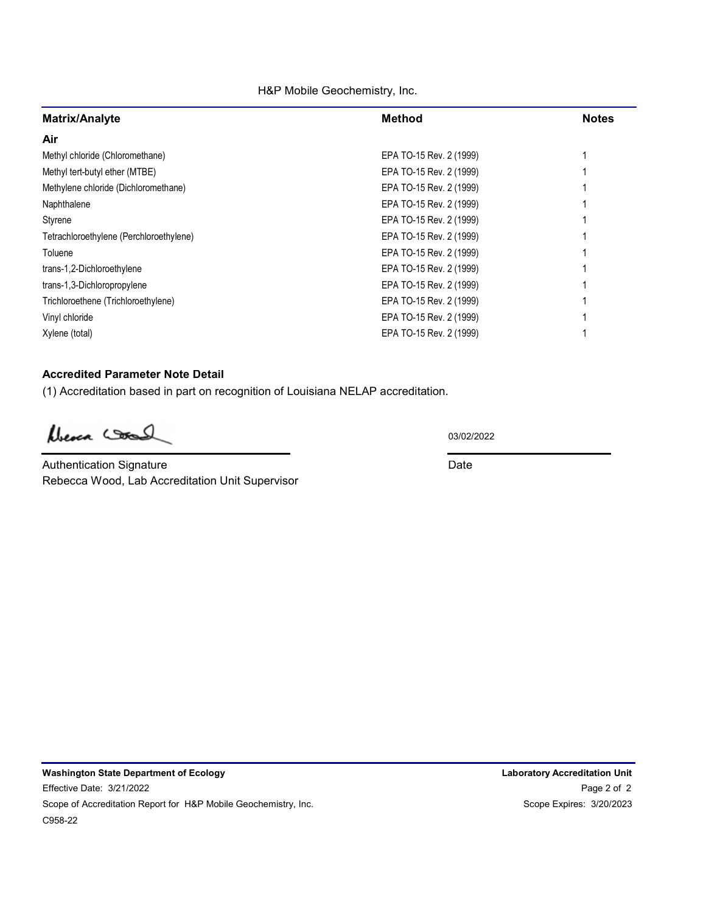H&P Mobile Geochemistry, Inc.

| Matrix/Analyte | Method | Notes |
|---|---|---|
| **Air** | | |
| Methyl chloride (Chloromethane) | EPA TO-15 Rev. 2 (1999) | 1 |
| Methyl tert-butyl ether (MTBE) | EPA TO-15 Rev. 2 (1999) | 1 |
| Methylene chloride (Dichloromethane) | EPA TO-15 Rev. 2 (1999) | 1 |
| Naphthalene | EPA TO-15 Rev. 2 (1999) | 1 |
| Styrene | EPA TO-15 Rev. 2 (1999) | 1 |
| Tetrachloroethylene (Perchloroethylene) | EPA TO-15 Rev. 2 (1999) | 1 |
| Toluene | EPA TO-15 Rev. 2 (1999) | 1 |
| trans-1,2-Dichloroethylene | EPA TO-15 Rev. 2 (1999) | 1 |
| trans-1,3-Dichloropropylene | EPA TO-15 Rev. 2 (1999) | 1 |
| Trichloroethene (Trichloroethylene) | EPA TO-15 Rev. 2 (1999) | 1 |
| Vinyl chloride | EPA TO-15 Rev. 2 (1999) | 1 |
| Xylene (total) | EPA TO-15 Rev. 2 (1999) | 1 |

**Accredited Parameter Note Detail**

(1) Accreditation based in part on recognition of Louisiana NELAP accreditation.

Authentication Signature
Rebecca Wood, Lab Accreditation Unit Supervisor

Date: 03/02/2022

**Washington State Department of Ecology** — **Laboratory Accreditation Unit**

Effective Date: 3/21/2022

Scope of Accreditation Report for H&P Mobile Geochemistry, Inc.

Scope Expires: 3/20/2023

C958-22